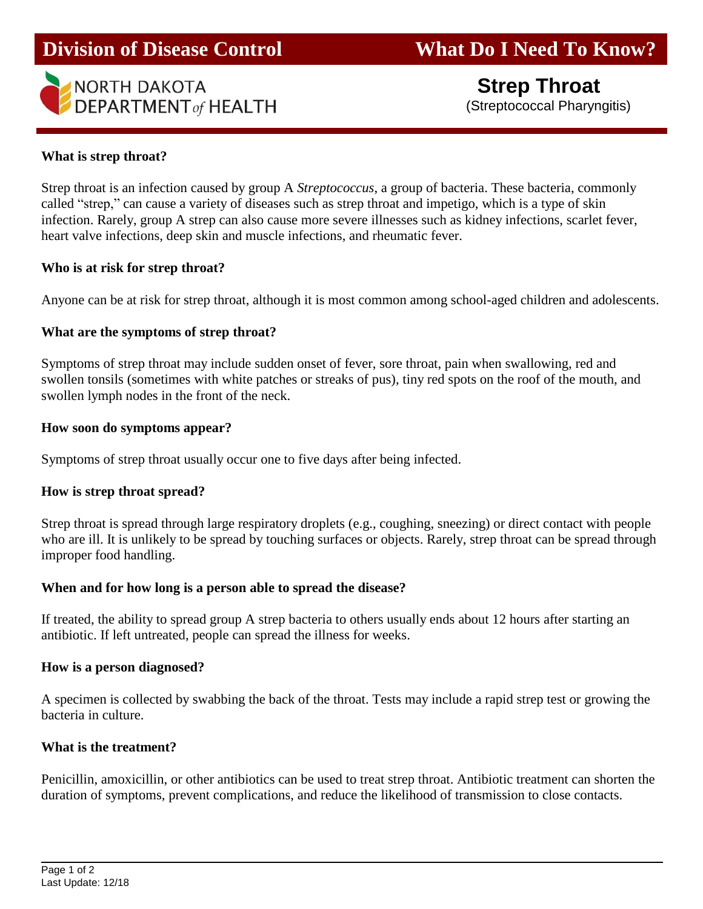**Division of Disease Control** **What Do I Need To Know?**

NORTH DAKOTA DEPARTMENT *of* HEALTH

# Strep Throat

(Streptococcal Pharyngitis)

### What is strep throat?

Strep throat is an infection caused by group A *Streptococcus*, a group of bacteria. These bacteria, commonly called "strep," can cause a variety of diseases such as strep throat and impetigo, which is a type of skin infection. Rarely, group A strep can also cause more severe illnesses such as kidney infections, scarlet fever, heart valve infections, deep skin and muscle infections, and rheumatic fever.

### Who is at risk for strep throat?

Anyone can be at risk for strep throat, although it is most common among school-aged children and adolescents.

### What are the symptoms of strep throat?

Symptoms of strep throat may include sudden onset of fever, sore throat, pain when swallowing, red and swollen tonsils (sometimes with white patches or streaks of pus), tiny red spots on the roof of the mouth, and swollen lymph nodes in the front of the neck.

### How soon do symptoms appear?

Symptoms of strep throat usually occur one to five days after being infected.

### How is strep throat spread?

Strep throat is spread through large respiratory droplets (e.g., coughing, sneezing) or direct contact with people who are ill. It is unlikely to be spread by touching surfaces or objects. Rarely, strep throat can be spread through improper food handling.

### When and for how long is a person able to spread the disease?

If treated, the ability to spread group A strep bacteria to others usually ends about 12 hours after starting an antibiotic. If left untreated, people can spread the illness for weeks.

### How is a person diagnosed?

A specimen is collected by swabbing the back of the throat. Tests may include a rapid strep test or growing the bacteria in culture.

### What is the treatment?

Penicillin, amoxicillin, or other antibiotics can be used to treat strep throat. Antibiotic treatment can shorten the duration of symptoms, prevent complications, and reduce the likelihood of transmission to close contacts.

Last Update: 12/18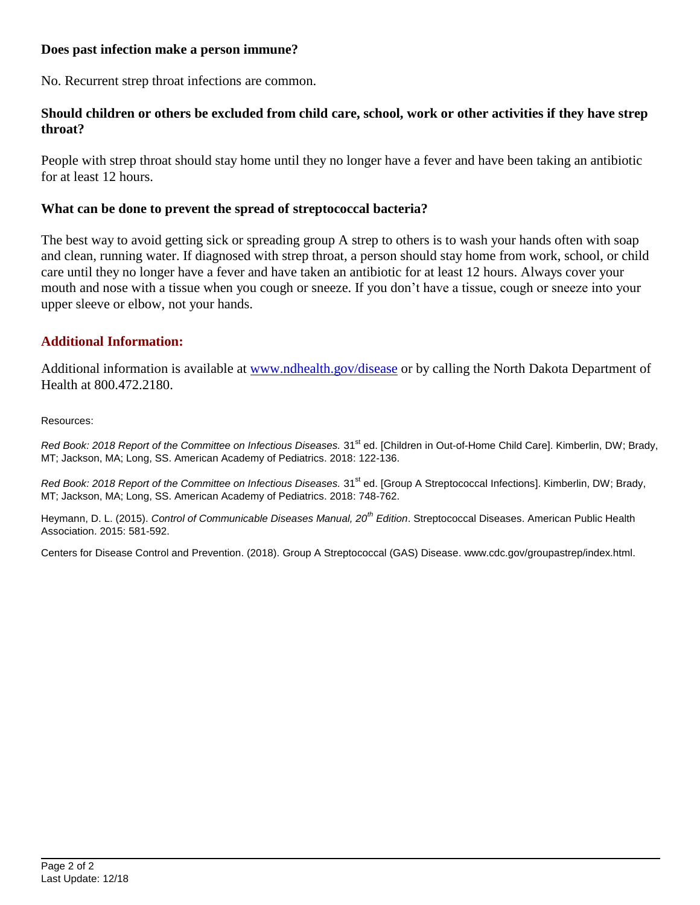**Does past infection make a person immune?**

No. Recurrent strep throat infections are common.

**Should children or others be excluded from child care, school, work or other activities if they have strep throat?**

People with strep throat should stay home until they no longer have a fever and have been taking an antibiotic for at least 12 hours.

**What can be done to prevent the spread of streptococcal bacteria?**

The best way to avoid getting sick or spreading group A strep to others is to wash your hands often with soap and clean, running water. If diagnosed with strep throat, a person should stay home from work, school, or child care until they no longer have a fever and have taken an antibiotic for at least 12 hours. Always cover your mouth and nose with a tissue when you cough or sneeze. If you don't have a tissue, cough or sneeze into your upper sleeve or elbow, not your hands.

## Additional Information:

Additional information is available at [www.ndhealth.gov/disease](http://www.ndhealth.gov/disease) or by calling the North Dakota Department of Health at 800.472.2180.

Resources:

*Red Book: 2018 Report of the Committee on Infectious Diseases.* 31st ed. [Children in Out-of-Home Child Care]. Kimberlin, DW; Brady, MT; Jackson, MA; Long, SS. American Academy of Pediatrics. 2018: 122-136.

*Red Book: 2018 Report of the Committee on Infectious Diseases.* 31st ed. [Group A Streptococcal Infections]. Kimberlin, DW; Brady, MT; Jackson, MA; Long, SS. American Academy of Pediatrics. 2018: 748-762.

Heymann, D. L. (2015). *Control of Communicable Diseases Manual, 20th Edition*. Streptococcal Diseases. American Public Health Association. 2015: 581-592.

Centers for Disease Control and Prevention. (2018). Group A Streptococcal (GAS) Disease. www.cdc.gov/groupastrep/index.html.

Last Update: 12/18